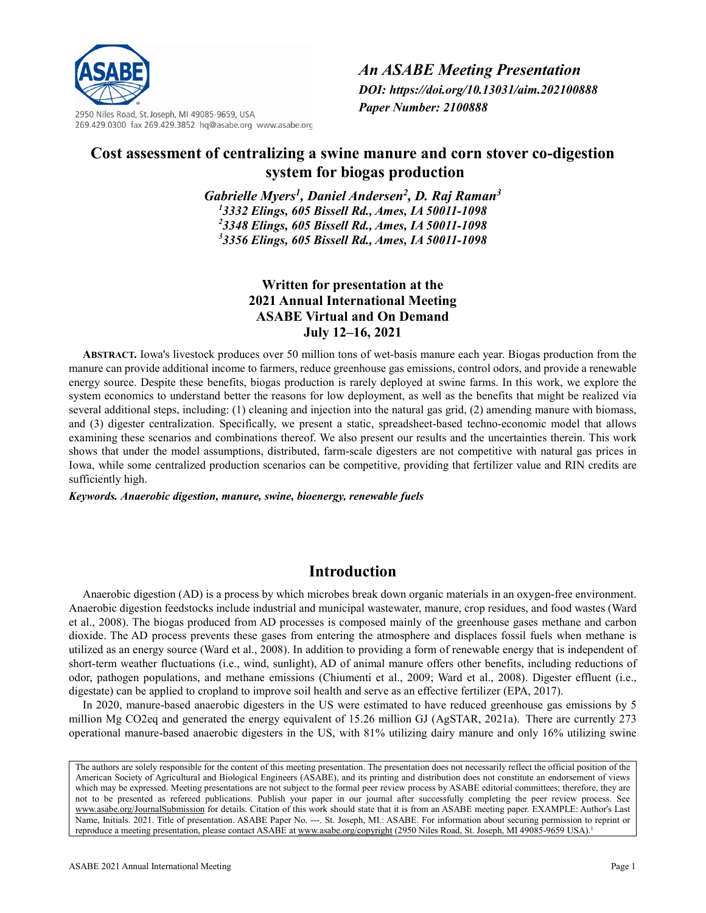An ASABE Meeting Presentation
*DOI: https://doi.org/10.13031/aim.202100888*
*Paper Number: 2100888*

2950 Niles Road, St. Joseph, MI 49085-9659, USA
269.429.0300 fax 269.429.3852 hq@asabe.org www.asabe.org

# Cost assessment of centralizing a swine manure and corn stover co-digestion system for biogas production

***Gabrielle Myers[1], Daniel Andersen[2], D. Raj Raman[3]***
***[1]3332 Elings, 605 Bissell Rd., Ames, IA 50011-1098***
***[2]3348 Elings, 605 Bissell Rd., Ames, IA 50011-1098***
***[3]3356 Elings, 605 Bissell Rd., Ames, IA 50011-1098***

**Written for presentation at the**
**2021 Annual International Meeting**
**ASABE Virtual and On Demand**
**July 12–16, 2021**

**ABSTRACT.** Iowa's livestock produces over 50 million tons of wet-basis manure each year. Biogas production from the manure can provide additional income to farmers, reduce greenhouse gas emissions, control odors, and provide a renewable energy source. Despite these benefits, biogas production is rarely deployed at swine farms. In this work, we explore the system economics to understand better the reasons for low deployment, as well as the benefits that might be realized via several additional steps, including: (1) cleaning and injection into the natural gas grid, (2) amending manure with biomass, and (3) digester centralization. Specifically, we present a static, spreadsheet-based techno-economic model that allows examining these scenarios and combinations thereof. We also present our results and the uncertainties therein. This work shows that under the model assumptions, distributed, farm-scale digesters are not competitive with natural gas prices in Iowa, while some centralized production scenarios can be competitive, providing that fertilizer value and RIN credits are sufficiently high.

***Keywords. Anaerobic digestion, manure, swine, bioenergy, renewable fuels***

## Introduction

Anaerobic digestion (AD) is a process by which microbes break down organic materials in an oxygen-free environment. Anaerobic digestion feedstocks include industrial and municipal wastewater, manure, crop residues, and food wastes (Ward et al., 2008). The biogas produced from AD processes is composed mainly of the greenhouse gases methane and carbon dioxide. The AD process prevents these gases from entering the atmosphere and displaces fossil fuels when methane is utilized as an energy source (Ward et al., 2008). In addition to providing a form of renewable energy that is independent of short-term weather fluctuations (i.e., wind, sunlight), AD of animal manure offers other benefits, including reductions of odor, pathogen populations, and methane emissions (Chiumenti et al., 2009; Ward et al., 2008). Digester effluent (i.e., digestate) can be applied to cropland to improve soil health and serve as an effective fertilizer (EPA, 2017).

In 2020, manure-based anaerobic digesters in the US were estimated to have reduced greenhouse gas emissions by 5 million Mg CO2eq and generated the energy equivalent of 15.26 million GJ (AgSTAR, 2021a). There are currently 273 operational manure-based anaerobic digesters in the US, with 81% utilizing dairy manure and only 16% utilizing swine

The authors are solely responsible for the content of this meeting presentation. The presentation does not necessarily reflect the official position of the American Society of Agricultural and Biological Engineers (ASABE), and its printing and distribution does not constitute an endorsement of views which may be expressed. Meeting presentations are not subject to the formal peer review process by ASABE editorial committees; therefore, they are not to be presented as refereed publications. Publish your paper in our journal after successfully completing the peer review process. See www.asabe.org/JournalSubmission for details. Citation of this work should state that it is from an ASABE meeting paper. EXAMPLE: Author's Last Name, Initials. 2021. Title of presentation. ASABE Paper No. ---. St. Joseph, MI.: ASABE. For information about securing permission to reprint or reproduce a meeting presentation, please contact ASABE at www.asabe.org/copyright (2950 Niles Road, St. Joseph, MI 49085-9659 USA).[1]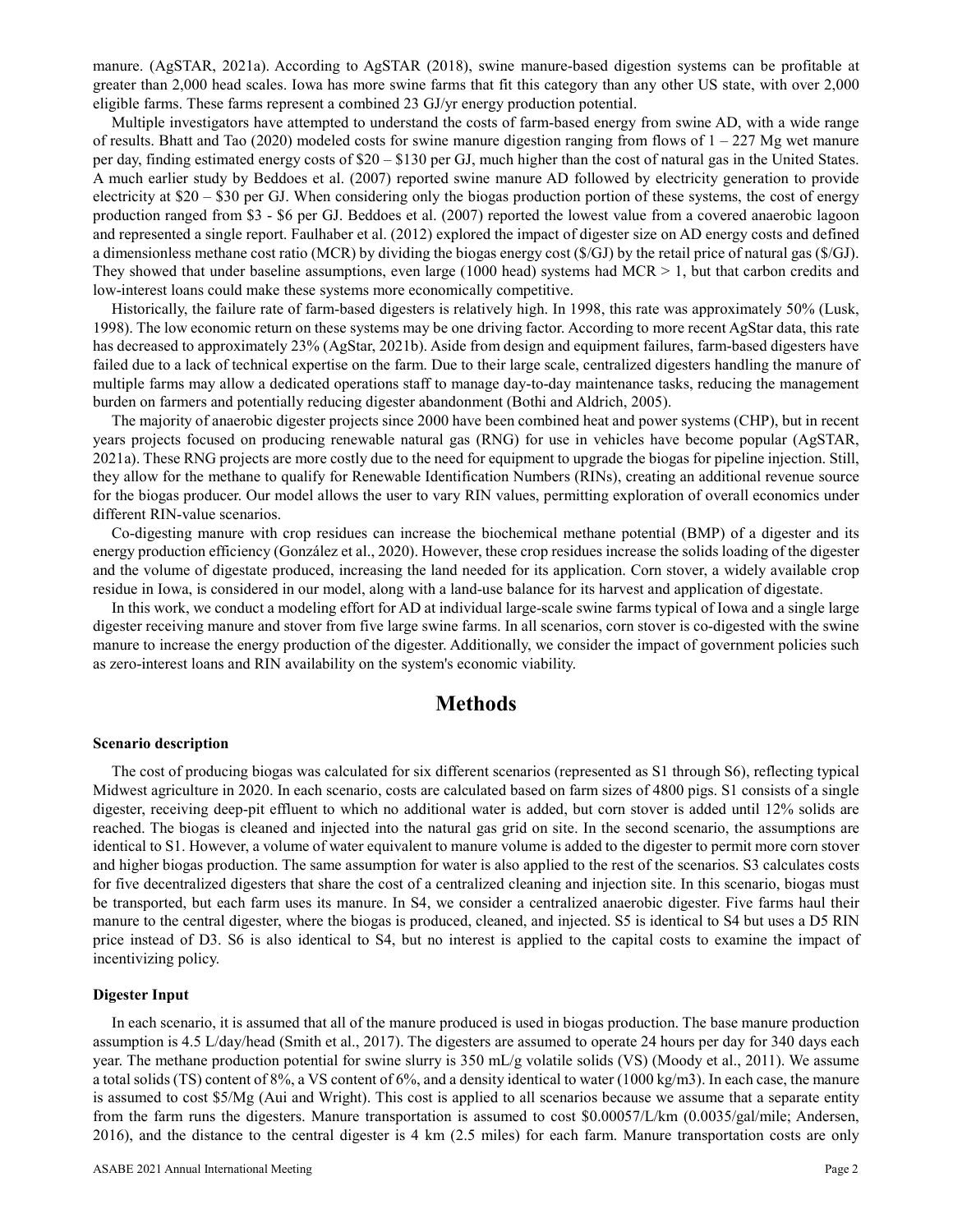manure. (AgSTAR, 2021a). According to AgSTAR (2018), swine manure-based digestion systems can be profitable at greater than 2,000 head scales. Iowa has more swine farms that fit this category than any other US state, with over 2,000 eligible farms. These farms represent a combined 23 GJ/yr energy production potential.

Multiple investigators have attempted to understand the costs of farm-based energy from swine AD, with a wide range of results. Bhatt and Tao (2020) modeled costs for swine manure digestion ranging from flows of 1 – 227 Mg wet manure per day, finding estimated energy costs of \$20 – \$130 per GJ, much higher than the cost of natural gas in the United States. A much earlier study by Beddoes et al. (2007) reported swine manure AD followed by electricity generation to provide electricity at \$20 – \$30 per GJ. When considering only the biogas production portion of these systems, the cost of energy production ranged from \$3 - \$6 per GJ. Beddoes et al. (2007) reported the lowest value from a covered anaerobic lagoon and represented a single report. Faulhaber et al. (2012) explored the impact of digester size on AD energy costs and defined a dimensionless methane cost ratio (MCR) by dividing the biogas energy cost (\$/GJ) by the retail price of natural gas (\$/GJ). They showed that under baseline assumptions, even large (1000 head) systems had MCR > 1, but that carbon credits and low-interest loans could make these systems more economically competitive.

Historically, the failure rate of farm-based digesters is relatively high. In 1998, this rate was approximately 50% (Lusk, 1998). The low economic return on these systems may be one driving factor. According to more recent AgStar data, this rate has decreased to approximately 23% (AgStar, 2021b). Aside from design and equipment failures, farm-based digesters have failed due to a lack of technical expertise on the farm. Due to their large scale, centralized digesters handling the manure of multiple farms may allow a dedicated operations staff to manage day-to-day maintenance tasks, reducing the management burden on farmers and potentially reducing digester abandonment (Bothi and Aldrich, 2005).

The majority of anaerobic digester projects since 2000 have been combined heat and power systems (CHP), but in recent years projects focused on producing renewable natural gas (RNG) for use in vehicles have become popular (AgSTAR, 2021a). These RNG projects are more costly due to the need for equipment to upgrade the biogas for pipeline injection. Still, they allow for the methane to qualify for Renewable Identification Numbers (RINs), creating an additional revenue source for the biogas producer. Our model allows the user to vary RIN values, permitting exploration of overall economics under different RIN-value scenarios.

Co-digesting manure with crop residues can increase the biochemical methane potential (BMP) of a digester and its energy production efficiency (González et al., 2020). However, these crop residues increase the solids loading of the digester and the volume of digestate produced, increasing the land needed for its application. Corn stover, a widely available crop residue in Iowa, is considered in our model, along with a land-use balance for its harvest and application of digestate.

In this work, we conduct a modeling effort for AD at individual large-scale swine farms typical of Iowa and a single large digester receiving manure and stover from five large swine farms. In all scenarios, corn stover is co-digested with the swine manure to increase the energy production of the digester. Additionally, we consider the impact of government policies such as zero-interest loans and RIN availability on the system's economic viability.

# Methods

### Scenario description

The cost of producing biogas was calculated for six different scenarios (represented as S1 through S6), reflecting typical Midwest agriculture in 2020. In each scenario, costs are calculated based on farm sizes of 4800 pigs. S1 consists of a single digester, receiving deep-pit effluent to which no additional water is added, but corn stover is added until 12% solids are reached. The biogas is cleaned and injected into the natural gas grid on site. In the second scenario, the assumptions are identical to S1. However, a volume of water equivalent to manure volume is added to the digester to permit more corn stover and higher biogas production. The same assumption for water is also applied to the rest of the scenarios. S3 calculates costs for five decentralized digesters that share the cost of a centralized cleaning and injection site. In this scenario, biogas must be transported, but each farm uses its manure. In S4, we consider a centralized anaerobic digester. Five farms haul their manure to the central digester, where the biogas is produced, cleaned, and injected. S5 is identical to S4 but uses a D5 RIN price instead of D3. S6 is also identical to S4, but no interest is applied to the capital costs to examine the impact of incentivizing policy.

### Digester Input

In each scenario, it is assumed that all of the manure produced is used in biogas production. The base manure production assumption is 4.5 L/day/head (Smith et al., 2017). The digesters are assumed to operate 24 hours per day for 340 days each year. The methane production potential for swine slurry is 350 mL/g volatile solids (VS) (Moody et al., 2011). We assume a total solids (TS) content of 8%, a VS content of 6%, and a density identical to water (1000 kg/m3). In each case, the manure is assumed to cost \$5/Mg (Aui and Wright). This cost is applied to all scenarios because we assume that a separate entity from the farm runs the digesters. Manure transportation is assumed to cost \$0.00057/L/km (0.0035/gal/mile; Andersen, 2016), and the distance to the central digester is 4 km (2.5 miles) for each farm. Manure transportation costs are only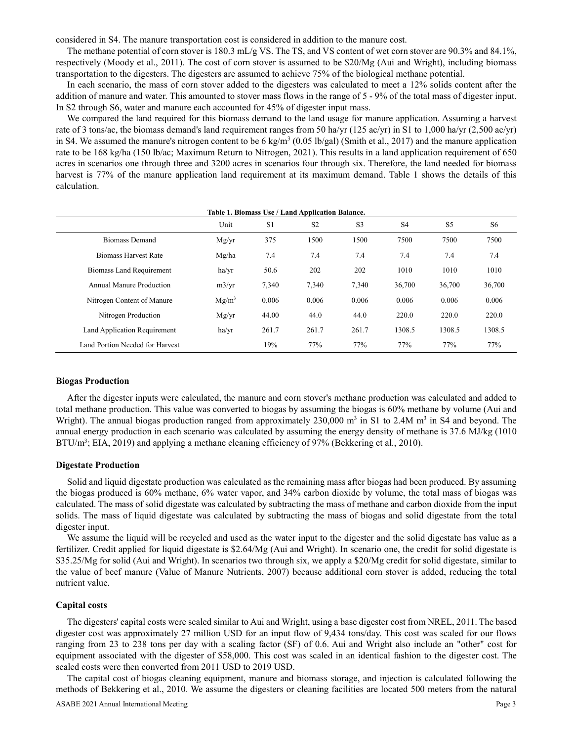considered in S4. The manure transportation cost is considered in addition to the manure cost.

The methane potential of corn stover is 180.3 mL/g VS. The TS, and VS content of wet corn stover are 90.3% and 84.1%, respectively (Moody et al., 2011). The cost of corn stover is assumed to be $20/Mg (Aui and Wright), including biomass transportation to the digesters. The digesters are assumed to achieve 75% of the biological methane potential.

In each scenario, the mass of corn stover added to the digesters was calculated to meet a 12% solids content after the addition of manure and water. This amounted to stover mass flows in the range of 5 - 9% of the total mass of digester input. In S2 through S6, water and manure each accounted for 45% of digester input mass.

We compared the land required for this biomass demand to the land usage for manure application. Assuming a harvest rate of 3 tons/ac, the biomass demand's land requirement ranges from 50 ha/yr (125 ac/yr) in S1 to 1,000 ha/yr (2,500 ac/yr) in S4. We assumed the manure's nitrogen content to be 6 kg/m$^3$ (0.05 lb/gal) (Smith et al., 2017) and the manure application rate to be 168 kg/ha (150 lb/ac; Maximum Return to Nitrogen, 2021). This results in a land application requirement of 650 acres in scenarios one through three and 3200 acres in scenarios four through six. Therefore, the land needed for biomass harvest is 77% of the manure application land requirement at its maximum demand. Table 1 shows the details of this calculation.

**Table 1. Biomass Use / Land Application Balance.**

| | Unit | S1 | S2 | S3 | S4 | S5 | S6 |
|---|---|---|---|---|---|---|---|
| Biomass Demand | Mg/yr | 375 | 1500 | 1500 | 7500 | 7500 | 7500 |
| Biomass Harvest Rate | Mg/ha | 7.4 | 7.4 | 7.4 | 7.4 | 7.4 | 7.4 |
| Biomass Land Requirement | ha/yr | 50.6 | 202 | 202 | 1010 | 1010 | 1010 |
| Annual Manure Production | m3/yr | 7,340 | 7,340 | 7,340 | 36,700 | 36,700 | 36,700 |
| Nitrogen Content of Manure | Mg/m$^3$ | 0.006 | 0.006 | 0.006 | 0.006 | 0.006 | 0.006 |
| Nitrogen Production | Mg/yr | 44.00 | 44.0 | 44.0 | 220.0 | 220.0 | 220.0 |
| Land Application Requirement | ha/yr | 261.7 | 261.7 | 261.7 | 1308.5 | 1308.5 | 1308.5 |
| Land Portion Needed for Harvest | | 19% | 77% | 77% | 77% | 77% | 77% |

### Biogas Production

After the digester inputs were calculated, the manure and corn stover's methane production was calculated and added to total methane production. This value was converted to biogas by assuming the biogas is 60% methane by volume (Aui and Wright). The annual biogas production ranged from approximately 230,000 m$^3$ in S1 to 2.4M m$^3$ in S4 and beyond. The annual energy production in each scenario was calculated by assuming the energy density of methane is 37.6 MJ/kg (1010 BTU/m$^3$; EIA, 2019) and applying a methane cleaning efficiency of 97% (Bekkering et al., 2010).

### Digestate Production

Solid and liquid digestate production was calculated as the remaining mass after biogas had been produced. By assuming the biogas produced is 60% methane, 6% water vapor, and 34% carbon dioxide by volume, the total mass of biogas was calculated. The mass of solid digestate was calculated by subtracting the mass of methane and carbon dioxide from the input solids. The mass of liquid digestate was calculated by subtracting the mass of biogas and solid digestate from the total digester input.

We assume the liquid will be recycled and used as the water input to the digester and the solid digestate has value as a fertilizer. Credit applied for liquid digestate is $2.64/Mg (Aui and Wright). In scenario one, the credit for solid digestate is $35.25/Mg for solid (Aui and Wright). In scenarios two through six, we apply a $20/Mg credit for solid digestate, similar to the value of beef manure (Value of Manure Nutrients, 2007) because additional corn stover is added, reducing the total nutrient value.

### Capital costs

The digesters' capital costs were scaled similar to Aui and Wright, using a base digester cost from NREL, 2011. The based digester cost was approximately 27 million USD for an input flow of 9,434 tons/day. This cost was scaled for our flows ranging from 23 to 238 tons per day with a scaling factor (SF) of 0.6. Aui and Wright also include an "other" cost for equipment associated with the digester of $58,000. This cost was scaled in an identical fashion to the digester cost. The scaled costs were then converted from 2011 USD to 2019 USD.

The capital cost of biogas cleaning equipment, manure and biomass storage, and injection is calculated following the methods of Bekkering et al., 2010. We assume the digesters or cleaning facilities are located 500 meters from the natural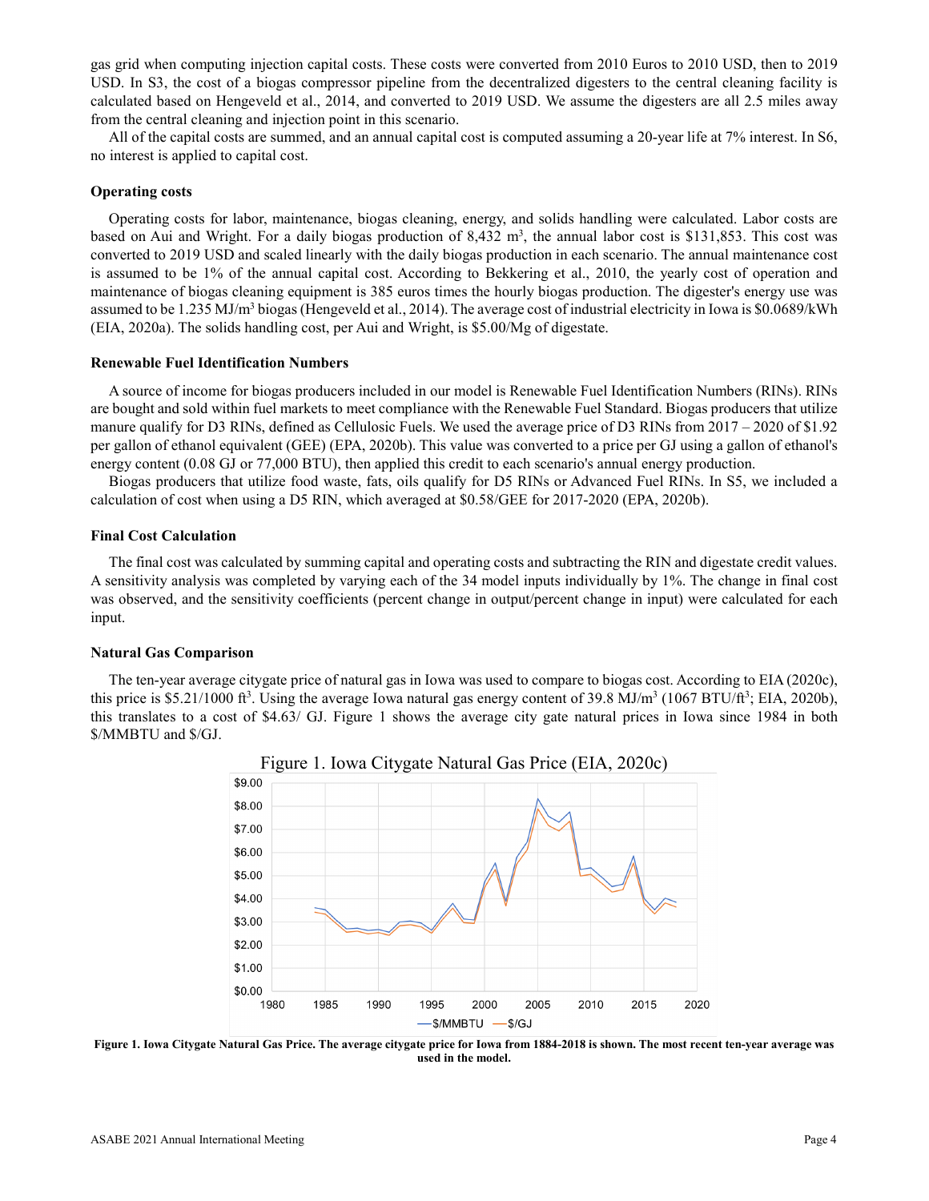gas grid when computing injection capital costs. These costs were converted from 2010 Euros to 2010 USD, then to 2019 USD. In S3, the cost of a biogas compressor pipeline from the decentralized digesters to the central cleaning facility is calculated based on Hengeveld et al., 2014, and converted to 2019 USD. We assume the digesters are all 2.5 miles away from the central cleaning and injection point in this scenario.

All of the capital costs are summed, and an annual capital cost is computed assuming a 20-year life at 7% interest. In S6, no interest is applied to capital cost.

### Operating costs

Operating costs for labor, maintenance, biogas cleaning, energy, and solids handling were calculated. Labor costs are based on Aui and Wright. For a daily biogas production of 8,432 $m^3$, the annual labor cost is $131,853. This cost was converted to 2019 USD and scaled linearly with the daily biogas production in each scenario. The annual maintenance cost is assumed to be 1% of the annual capital cost. According to Bekkering et al., 2010, the yearly cost of operation and maintenance of biogas cleaning equipment is 385 euros times the hourly biogas production. The digester's energy use was assumed to be 1.235 MJ/$m^3$ biogas (Hengeveld et al., 2014). The average cost of industrial electricity in Iowa is $0.0689/kWh (EIA, 2020a). The solids handling cost, per Aui and Wright, is $5.00/Mg of digestate.

### Renewable Fuel Identification Numbers

A source of income for biogas producers included in our model is Renewable Fuel Identification Numbers (RINs). RINs are bought and sold within fuel markets to meet compliance with the Renewable Fuel Standard. Biogas producers that utilize manure qualify for D3 RINs, defined as Cellulosic Fuels. We used the average price of D3 RINs from 2017 – 2020 of $1.92 per gallon of ethanol equivalent (GEE) (EPA, 2020b). This value was converted to a price per GJ using a gallon of ethanol's energy content (0.08 GJ or 77,000 BTU), then applied this credit to each scenario's annual energy production.

Biogas producers that utilize food waste, fats, oils qualify for D5 RINs or Advanced Fuel RINs. In S5, we included a calculation of cost when using a D5 RIN, which averaged at $0.58/GEE for 2017-2020 (EPA, 2020b).

### Final Cost Calculation

The final cost was calculated by summing capital and operating costs and subtracting the RIN and digestate credit values. A sensitivity analysis was completed by varying each of the 34 model inputs individually by 1%. The change in final cost was observed, and the sensitivity coefficients (percent change in output/percent change in input) were calculated for each input.

### Natural Gas Comparison

The ten-year average citygate price of natural gas in Iowa was used to compare to biogas cost. According to EIA (2020c), this price is $5.21/1000 $ft^3$. Using the average Iowa natural gas energy content of 39.8 MJ/$m^3$ (1067 BTU/$ft^3$; EIA, 2020b), this translates to a cost of $4.63/ GJ. Figure 1 shows the average city gate natural prices in Iowa since 1984 in both $/MMBTU and $/GJ.

**Figure 1. Iowa Citygate Natural Gas Price. The average citygate price for Iowa from 1884-2018 is shown. The most recent ten-year average was used in the model.**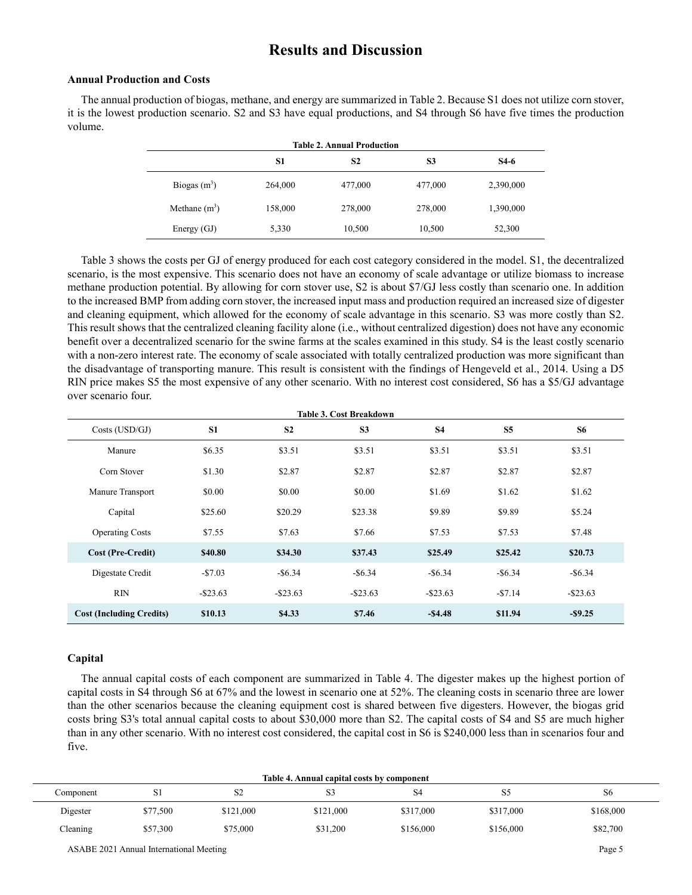# Results and Discussion

### Annual Production and Costs

The annual production of biogas, methane, and energy are summarized in Table 2. Because S1 does not utilize corn stover, it is the lowest production scenario. S2 and S3 have equal productions, and S4 through S6 have five times the production volume.

**Table 2. Annual Production**

| | S1 | S2 | S3 | S4-6 |
|---|---|---|---|---|
| Biogas ($m^3$) | 264,000 | 477,000 | 477,000 | 2,390,000 |
| Methane ($m^3$) | 158,000 | 278,000 | 278,000 | 1,390,000 |
| Energy (GJ) | 5,330 | 10,500 | 10,500 | 52,300 |

Table 3 shows the costs per GJ of energy produced for each cost category considered in the model. S1, the decentralized scenario, is the most expensive. This scenario does not have an economy of scale advantage or utilize biomass to increase methane production potential. By allowing for corn stover use, S2 is about $7/GJ less costly than scenario one. In addition to the increased BMP from adding corn stover, the increased input mass and production required an increased size of digester and cleaning equipment, which allowed for the economy of scale advantage in this scenario. S3 was more costly than S2. This result shows that the centralized cleaning facility alone (i.e., without centralized digestion) does not have any economic benefit over a decentralized scenario for the swine farms at the scales examined in this study. S4 is the least costly scenario with a non-zero interest rate. The economy of scale associated with totally centralized production was more significant than the disadvantage of transporting manure. This result is consistent with the findings of Hengeveld et al., 2014. Using a D5 RIN price makes S5 the most expensive of any other scenario. With no interest cost considered, S6 has a $5/GJ advantage over scenario four.

**Table 3. Cost Breakdown**

| Costs (USD/GJ) | S1 | S2 | S3 | S4 | S5 | S6 |
|---|---|---|---|---|---|---|
| Manure | $6.35 | $3.51 | $3.51 | $3.51 | $3.51 | $3.51 |
| Corn Stover | $1.30 | $2.87 | $2.87 | $2.87 | $2.87 | $2.87 |
| Manure Transport | $0.00 | $0.00 | $0.00 | $1.69 | $1.62 | $1.62 |
| Capital | $25.60 | $20.29 | $23.38 | $9.89 | $9.89 | $5.24 |
| Operating Costs | $7.55 | $7.63 | $7.66 | $7.53 | $7.53 | $7.48 |
| **Cost (Pre-Credit)** | **$40.80** | **$34.30** | **$37.43** | **$25.49** | **$25.42** | **$20.73** |
| Digestate Credit | -$7.03 | -$6.34 | -$6.34 | -$6.34 | -$6.34 | -$6.34 |
| RIN | -$23.63 | -$23.63 | -$23.63 | -$23.63 | -$7.14 | -$23.63 |
| **Cost (Including Credits)** | **$10.13** | **$4.33** | **$7.46** | **-$4.48** | **$11.94** | **-$9.25** |

### Capital

The annual capital costs of each component are summarized in Table 4. The digester makes up the highest portion of capital costs in S4 through S6 at 67% and the lowest in scenario one at 52%. The cleaning costs in scenario three are lower than the other scenarios because the cleaning equipment cost is shared between five digesters. However, the biogas grid costs bring S3's total annual capital costs to about $30,000 more than S2. The capital costs of S4 and S5 are much higher than in any other scenario. With no interest cost considered, the capital cost in S6 is $240,000 less than in scenarios four and five.

**Table 4. Annual capital costs by component**

| Component | S1 | S2 | S3 | S4 | S5 | S6 |
|---|---|---|---|---|---|---|
| Digester | $77,500 | $121,000 | $121,000 | $317,000 | $317,000 | $168,000 |
| Cleaning | $57,300 | $75,000 | $31,200 | $156,000 | $156,000 | $82,700 |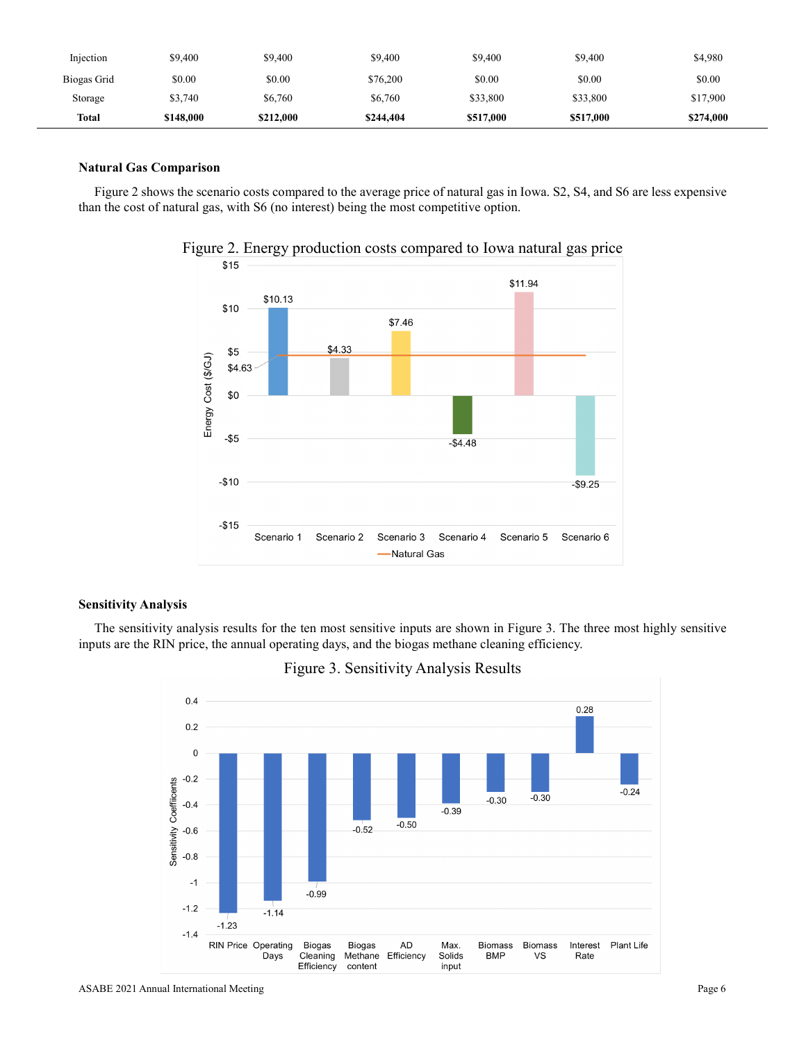| Injection | $9,400 | $9,400 | $9,400 | $9,400 | $9,400 | $4,980 |
|---|---|---|---|---|---|---|
| Biogas Grid | $0.00 | $0.00 | $76,200 | $0.00 | $0.00 | $0.00 |
| Storage | $3,740 | $6,760 | $6,760 | $33,800 | $33,800 | $17,900 |
| **Total** | **$148,000** | **$212,000** | **$244,404** | **$517,000** | **$517,000** | **$274,000** |

### Natural Gas Comparison

Figure 2 shows the scenario costs compared to the average price of natural gas in Iowa. S2, S4, and S6 are less expensive than the cost of natural gas, with S6 (no interest) being the most competitive option.

Figure 2. Energy production costs compared to Iowa natural gas price

| | Scenario 1 | Scenario 2 | Scenario 3 | Scenario 4 | Scenario 5 | Scenario 6 |
|---|---|---|---|---|---|---|
| Energy Cost ($/GJ) | $10.13 | $4.33 | $7.46 | -$4.48 | $11.94 | -$9.25 |
| Natural Gas ($/GJ) | $4.63 | $4.63 | $4.63 | $4.63 | $4.63 | $4.63 |

### Sensitivity Analysis

The sensitivity analysis results for the ten most sensitive inputs are shown in Figure 3. The three most highly sensitive inputs are the RIN price, the annual operating days, and the biogas methane cleaning efficiency.

Figure 3. Sensitivity Analysis Results

| Input | Sensitivity Coefficients |
|---|---|
| RIN Price | -1.23 |
| Operating Days | -1.14 |
| Biogas Cleaning Efficiency | -0.99 |
| Biogas Methane content | -0.52 |
| AD Efficiency | -0.50 |
| Max. Solids input | -0.39 |
| Biomass BMP | -0.30 |
| Biomass VS | -0.30 |
| Interest Rate | 0.28 |
| Plant Life | -0.24 |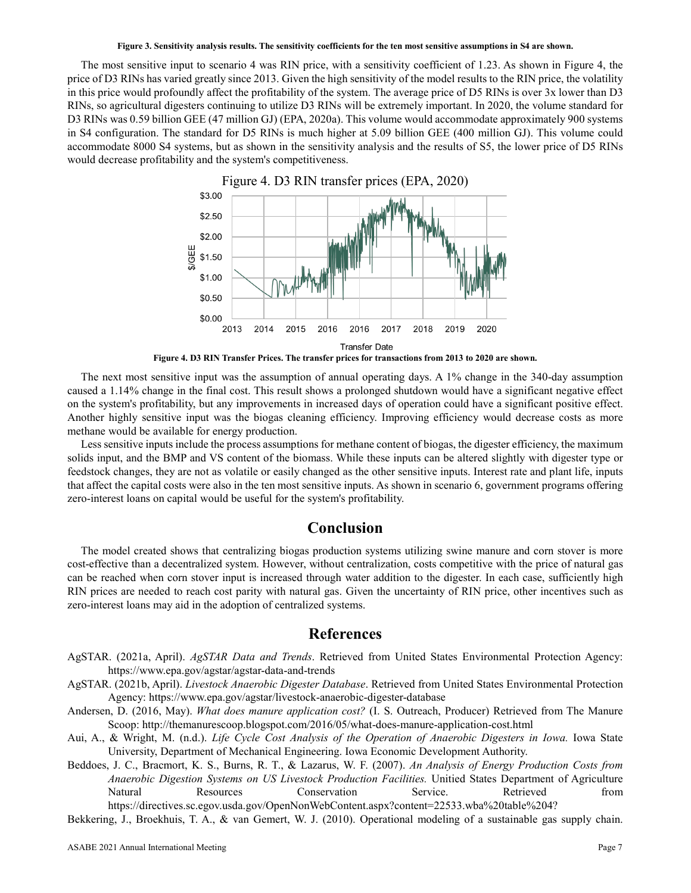**Figure 3. Sensitivity analysis results. The sensitivity coefficients for the ten most sensitive assumptions in S4 are shown.**

The most sensitive input to scenario 4 was RIN price, with a sensitivity coefficient of 1.23. As shown in Figure 4, the price of D3 RINs has varied greatly since 2013. Given the high sensitivity of the model results to the RIN price, the volatility in this price would profoundly affect the profitability of the system. The average price of D5 RINs is over 3x lower than D3 RINs, so agricultural digesters continuing to utilize D3 RINs will be extremely important. In 2020, the volume standard for D3 RINs was 0.59 billion GEE (47 million GJ) (EPA, 2020a). This volume would accommodate approximately 900 systems in S4 configuration. The standard for D5 RINs is much higher at 5.09 billion GEE (400 million GJ). This volume could accommodate 8000 S4 systems, but as shown in the sensitivity analysis and the results of S5, the lower price of D5 RINs would decrease profitability and the system's competitiveness.

**Figure 4. D3 RIN Transfer Prices. The transfer prices for transactions from 2013 to 2020 are shown.**

The next most sensitive input was the assumption of annual operating days. A 1% change in the 340-day assumption caused a 1.14% change in the final cost. This result shows a prolonged shutdown would have a significant negative effect on the system's profitability, but any improvements in increased days of operation could have a significant positive effect. Another highly sensitive input was the biogas cleaning efficiency. Improving efficiency would decrease costs as more methane would be available for energy production.

Less sensitive inputs include the process assumptions for methane content of biogas, the digester efficiency, the maximum solids input, and the BMP and VS content of the biomass. While these inputs can be altered slightly with digester type or feedstock changes, they are not as volatile or easily changed as the other sensitive inputs. Interest rate and plant life, inputs that affect the capital costs were also in the ten most sensitive inputs. As shown in scenario 6, government programs offering zero-interest loans on capital would be useful for the system's profitability.

## Conclusion

The model created shows that centralizing biogas production systems utilizing swine manure and corn stover is more cost-effective than a decentralized system. However, without centralization, costs competitive with the price of natural gas can be reached when corn stover input is increased through water addition to the digester. In each case, sufficiently high RIN prices are needed to reach cost parity with natural gas. Given the uncertainty of RIN price, other incentives such as zero-interest loans may aid in the adoption of centralized systems.

## References

AgSTAR. (2021a, April). *AgSTAR Data and Trends*. Retrieved from United States Environmental Protection Agency: https://www.epa.gov/agstar/agstar-data-and-trends

AgSTAR. (2021b, April). *Livestock Anaerobic Digester Database*. Retrieved from United States Environmental Protection Agency: https://www.epa.gov/agstar/livestock-anaerobic-digester-database

Andersen, D. (2016, May). *What does manure application cost?* (I. S. Outreach, Producer) Retrieved from The Manure Scoop: http://themanurescoop.blogspot.com/2016/05/what-does-manure-application-cost.html

Aui, A., & Wright, M. (n.d.). *Life Cycle Cost Analysis of the Operation of Anaerobic Digesters in Iowa.* Iowa State University, Department of Mechanical Engineering. Iowa Economic Development Authority.

Beddoes, J. C., Bracmort, K. S., Burns, R. T., & Lazarus, W. F. (2007). *An Analysis of Energy Production Costs from Anaerobic Digestion Systems on US Livestock Production Facilities.* Unitied States Department of Agriculture Natural Resources Conservation Service. Retrieved from https://directives.sc.egov.usda.gov/OpenNonWebContent.aspx?content=22533.wba%20table%204?

Bekkering, J., Broekhuis, T. A., & van Gemert, W. J. (2010). Operational modeling of a sustainable gas supply chain.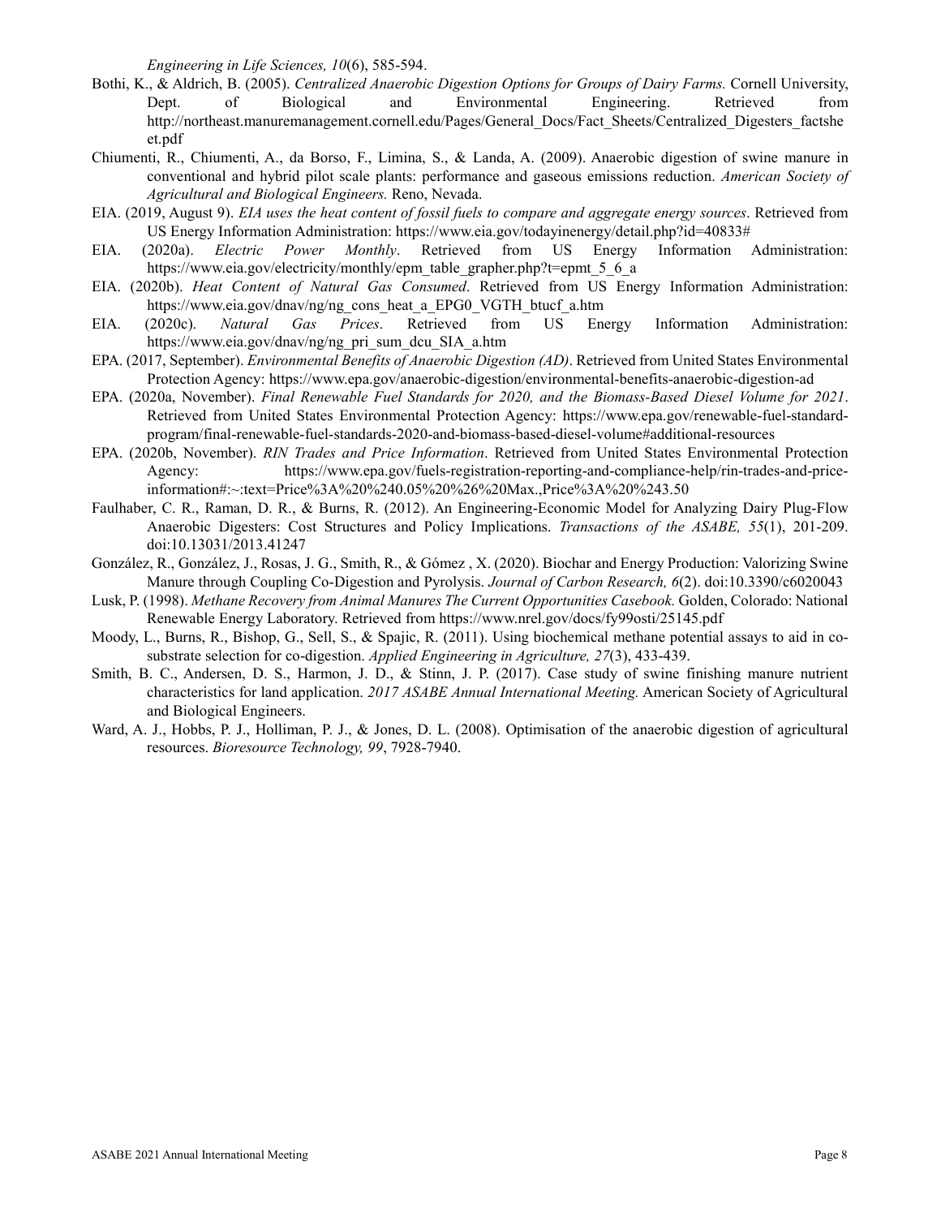*Engineering in Life Sciences, 10*(6), 585-594.

Bothi, K., & Aldrich, B. (2005). *Centralized Anaerobic Digestion Options for Groups of Dairy Farms.* Cornell University, Dept. of Biological and Environmental Engineering. Retrieved from http://northeast.manuremanagement.cornell.edu/Pages/General_Docs/Fact_Sheets/Centralized_Digesters_factsheet.pdf

Chiumenti, R., Chiumenti, A., da Borso, F., Limina, S., & Landa, A. (2009). Anaerobic digestion of swine manure in conventional and hybrid pilot scale plants: performance and gaseous emissions reduction. *American Society of Agricultural and Biological Engineers.* Reno, Nevada.

EIA. (2019, August 9). *EIA uses the heat content of fossil fuels to compare and aggregate energy sources*. Retrieved from US Energy Information Administration: https://www.eia.gov/todayinenergy/detail.php?id=40833#

EIA. (2020a). *Electric Power Monthly*. Retrieved from US Energy Information Administration: https://www.eia.gov/electricity/monthly/epm_table_grapher.php?t=epmt_5_6_a

EIA. (2020b). *Heat Content of Natural Gas Consumed*. Retrieved from US Energy Information Administration: https://www.eia.gov/dnav/ng/ng_cons_heat_a_EPG0_VGTH_btucf_a.htm

EIA. (2020c). *Natural Gas Prices*. Retrieved from US Energy Information Administration: https://www.eia.gov/dnav/ng/ng_pri_sum_dcu_SIA_a.htm

EPA. (2017, September). *Environmental Benefits of Anaerobic Digestion (AD)*. Retrieved from United States Environmental Protection Agency: https://www.epa.gov/anaerobic-digestion/environmental-benefits-anaerobic-digestion-ad

EPA. (2020a, November). *Final Renewable Fuel Standards for 2020, and the Biomass-Based Diesel Volume for 2021*. Retrieved from United States Environmental Protection Agency: https://www.epa.gov/renewable-fuel-standard-program/final-renewable-fuel-standards-2020-and-biomass-based-diesel-volume#additional-resources

EPA. (2020b, November). *RIN Trades and Price Information*. Retrieved from United States Environmental Protection Agency: https://www.epa.gov/fuels-registration-reporting-and-compliance-help/rin-trades-and-price-information#:~:text=Price%3A%20%240.05%20%26%20Max.,Price%3A%20%243.50

Faulhaber, C. R., Raman, D. R., & Burns, R. (2012). An Engineering-Economic Model for Analyzing Dairy Plug-Flow Anaerobic Digesters: Cost Structures and Policy Implications. *Transactions of the ASABE, 55*(1), 201-209. doi:10.13031/2013.41247

González, R., González, J., Rosas, J. G., Smith, R., & Gómez , X. (2020). Biochar and Energy Production: Valorizing Swine Manure through Coupling Co-Digestion and Pyrolysis. *Journal of Carbon Research, 6*(2). doi:10.3390/c6020043

Lusk, P. (1998). *Methane Recovery from Animal Manures The Current Opportunities Casebook.* Golden, Colorado: National Renewable Energy Laboratory. Retrieved from https://www.nrel.gov/docs/fy99osti/25145.pdf

Moody, L., Burns, R., Bishop, G., Sell, S., & Spajic, R. (2011). Using biochemical methane potential assays to aid in co-substrate selection for co-digestion. *Applied Engineering in Agriculture, 27*(3), 433-439.

Smith, B. C., Andersen, D. S., Harmon, J. D., & Stinn, J. P. (2017). Case study of swine finishing manure nutrient characteristics for land application. *2017 ASABE Annual International Meeting.* American Society of Agricultural and Biological Engineers.

Ward, A. J., Hobbs, P. J., Holliman, P. J., & Jones, D. L. (2008). Optimisation of the anaerobic digestion of agricultural resources. *Bioresource Technology, 99*, 7928-7940.